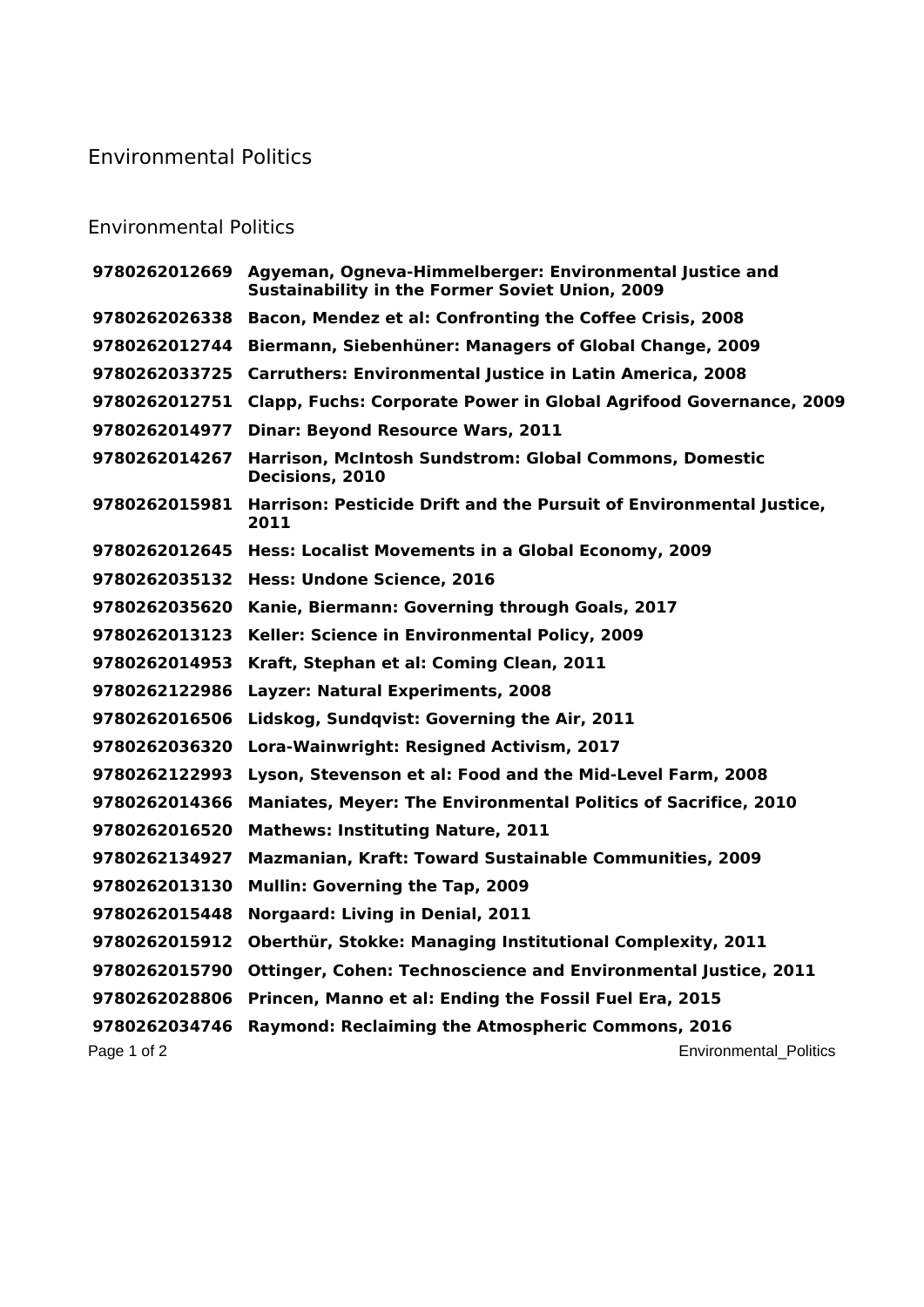# Environmental Politics

## Environmental Politics

| | |
|---|---|
| **9780262012669** | **Agyeman, Ogneva-Himmelberger: Environmental Justice and Sustainability in the Former Soviet Union, 2009** |
| **9780262026338** | **Bacon, Mendez et al: Confronting the Coffee Crisis, 2008** |
| **9780262012744** | **Biermann, Siebenhüner: Managers of Global Change, 2009** |
| **9780262033725** | **Carruthers: Environmental Justice in Latin America, 2008** |
| **9780262012751** | **Clapp, Fuchs: Corporate Power in Global Agrifood Governance, 2009** |
| **9780262014977** | **Dinar: Beyond Resource Wars, 2011** |
| **9780262014267** | **Harrison, McIntosh Sundstrom: Global Commons, Domestic Decisions, 2010** |
| **9780262015981** | **Harrison: Pesticide Drift and the Pursuit of Environmental Justice, 2011** |
| **9780262012645** | **Hess: Localist Movements in a Global Economy, 2009** |
| **9780262035132** | **Hess: Undone Science, 2016** |
| **9780262035620** | **Kanie, Biermann: Governing through Goals, 2017** |
| **9780262013123** | **Keller: Science in Environmental Policy, 2009** |
| **9780262014953** | **Kraft, Stephan et al: Coming Clean, 2011** |
| **9780262122986** | **Layzer: Natural Experiments, 2008** |
| **9780262016506** | **Lidskog, Sundqvist: Governing the Air, 2011** |
| **9780262036320** | **Lora-Wainwright: Resigned Activism, 2017** |
| **9780262122993** | **Lyson, Stevenson et al: Food and the Mid-Level Farm, 2008** |
| **9780262014366** | **Maniates, Meyer: The Environmental Politics of Sacrifice, 2010** |
| **9780262016520** | **Mathews: Instituting Nature, 2011** |
| **9780262134927** | **Mazmanian, Kraft: Toward Sustainable Communities, 2009** |
| **9780262013130** | **Mullin: Governing the Tap, 2009** |
| **9780262015448** | **Norgaard: Living in Denial, 2011** |
| **9780262015912** | **Oberthür, Stokke: Managing Institutional Complexity, 2011** |
| **9780262015790** | **Ottinger, Cohen: Technoscience and Environmental Justice, 2011** |
| **9780262028806** | **Princen, Manno et al: Ending the Fossil Fuel Era, 2015** |
| **9780262034746** | **Raymond: Reclaiming the Atmospheric Commons, 2016** |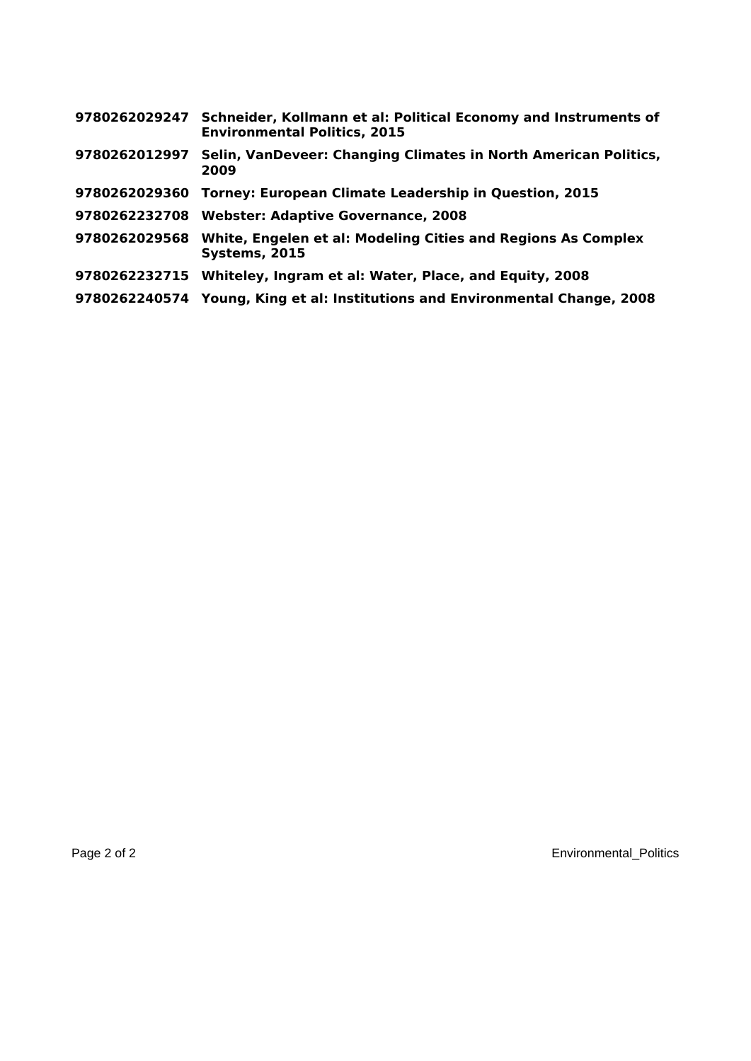| | |
|---|---|
| **9780262029247** | **Schneider, Kollmann et al: Political Economy and Instruments of Environmental Politics, 2015** |
| **9780262012997** | **Selin, VanDeveer: Changing Climates in North American Politics, 2009** |
| **9780262029360** | **Torney: European Climate Leadership in Question, 2015** |
| **9780262232708** | **Webster: Adaptive Governance, 2008** |
| **9780262029568** | **White, Engelen et al: Modeling Cities and Regions As Complex Systems, 2015** |
| **9780262232715** | **Whiteley, Ingram et al: Water, Place, and Equity, 2008** |
| **9780262240574** | **Young, King et al: Institutions and Environmental Change, 2008** |